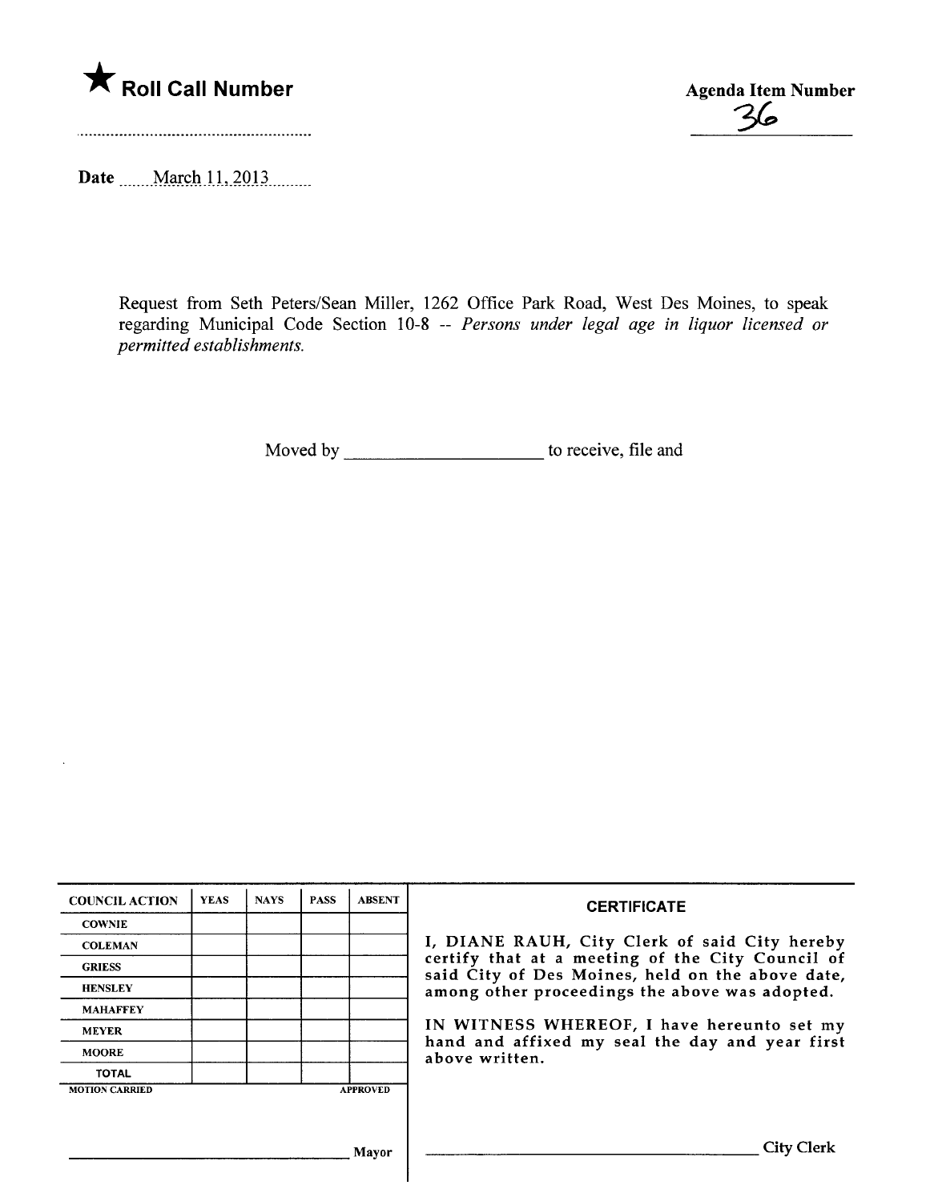★ **Roll Call Number**

**Agenda Item Number**
36

**Date** March 11, 2013

Request from Seth Peters/Sean Miller, 1262 Office Park Road, West Des Moines, to speak regarding Municipal Code Section 10-8 -- *Persons under legal age in liquor licensed or permitted establishments.*

Moved by ____________________ to receive, file and

| COUNCIL ACTION | YEAS | NAYS | PASS | ABSENT |
|---|---|---|---|---|
| COWNIE | | | | |
| COLEMAN | | | | |
| GRIESS | | | | |
| HENSLEY | | | | |
| MAHAFFEY | | | | |
| MEYER | | | | |
| MOORE | | | | |
| TOTAL | | | | |

MOTION CARRIED APPROVED

____________________ Mayor

**CERTIFICATE**

I, DIANE RAUH, City Clerk of said City hereby certify that at a meeting of the City Council of said City of Des Moines, held on the above date, among other proceedings the above was adopted.

IN WITNESS WHEREOF, I have hereunto set my hand and affixed my seal the day and year first above written.

____________________ City Clerk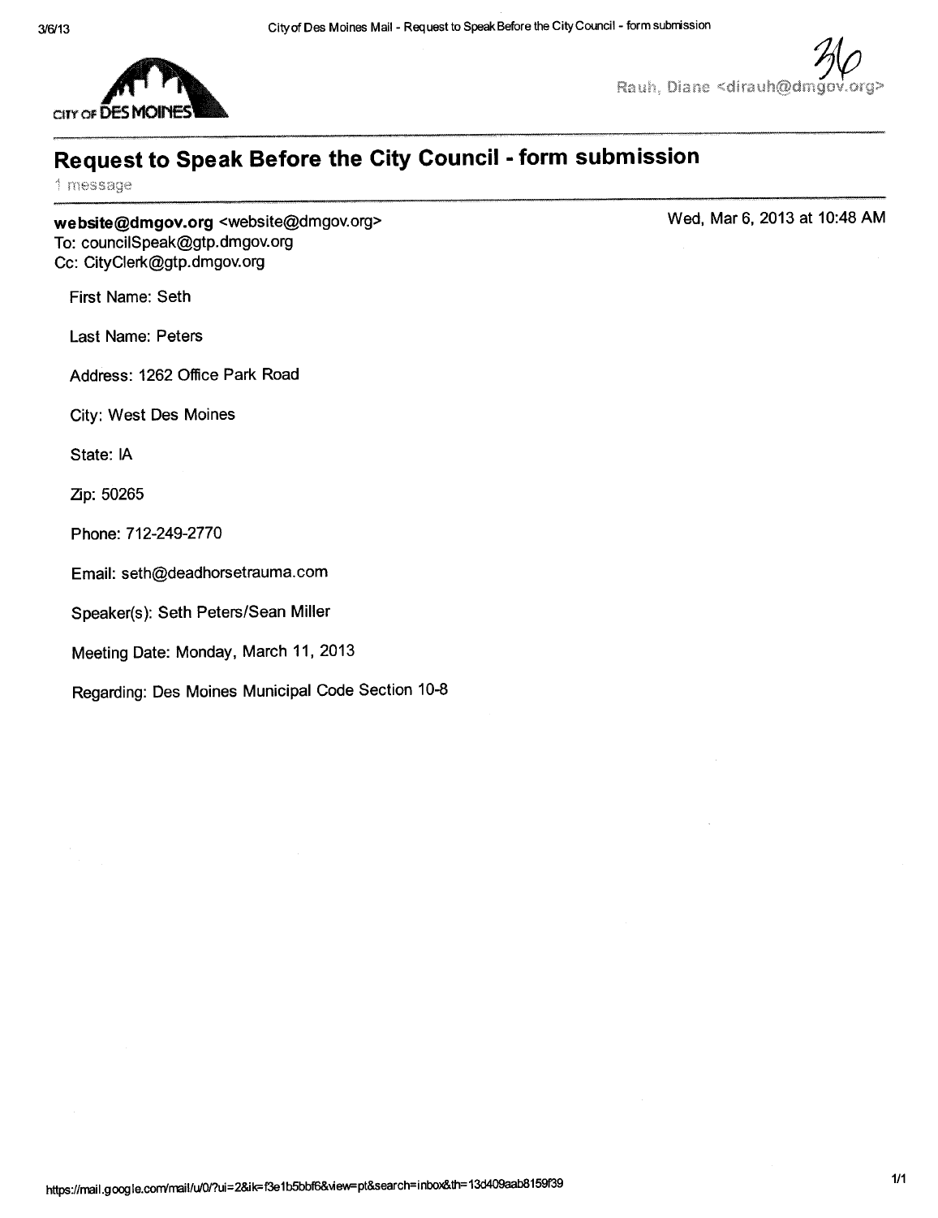CITY OF DES MOINES

36

Rauh, Diane <dirauh@dmgov.org>

## Request to Speak Before the City Council - form submission

1 message

**website@dmgov.org** <website@dmgov.org>
To: councilSpeak@gtp.dmgov.org
Cc: CityClerk@gtp.dmgov.org

Wed, Mar 6, 2013 at 10:48 AM

First Name: Seth

Last Name: Peters

Address: 1262 Office Park Road

City: West Des Moines

State: IA

Zip: 50265

Phone: 712-249-2770

Email: seth@deadhorsetrauma.com

Speaker(s): Seth Peters/Sean Miller

Meeting Date: Monday, March 11, 2013

Regarding: Des Moines Municipal Code Section 10-8